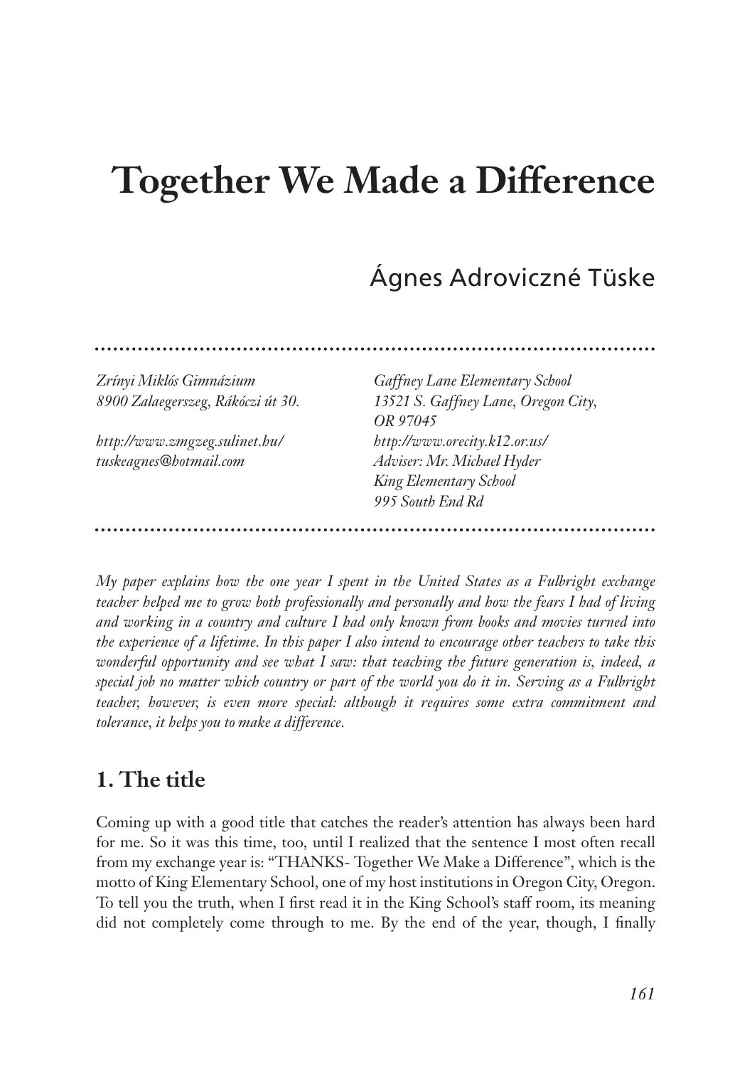# Together We Made a Difference

Ágnes Adroviczné Tüske

*Zrínyi Miklós Gimnázium*
*8900 Zalaegerszeg, Rákóczi út 30.*

*http://www.zmgzeg.sulinet.hu/*
*tuskeagnes@hotmail.com*

*Gaffney Lane Elementary School*
*13521 S. Gaffney Lane, Oregon City, OR 97045*
*http://www.orecity.k12.or.us/*
*Adviser: Mr. Michael Hyder*
*King Elementary School*
*995 South End Rd*

*My paper explains how the one year I spent in the United States as a Fulbright exchange teacher helped me to grow both professionally and personally and how the fears I had of living and working in a country and culture I had only known from books and movies turned into the experience of a lifetime. In this paper I also intend to encourage other teachers to take this wonderful opportunity and see what I saw: that teaching the future generation is, indeed, a special job no matter which country or part of the world you do it in. Serving as a Fulbright teacher, however, is even more special: although it requires some extra commitment and tolerance, it helps you to make a difference.*

## 1. The title

Coming up with a good title that catches the reader's attention has always been hard for me. So it was this time, too, until I realized that the sentence I most often recall from my exchange year is: "THANKS- Together We Make a Difference", which is the motto of King Elementary School, one of my host institutions in Oregon City, Oregon. To tell you the truth, when I first read it in the King School's staff room, its meaning did not completely come through to me. By the end of the year, though, I finally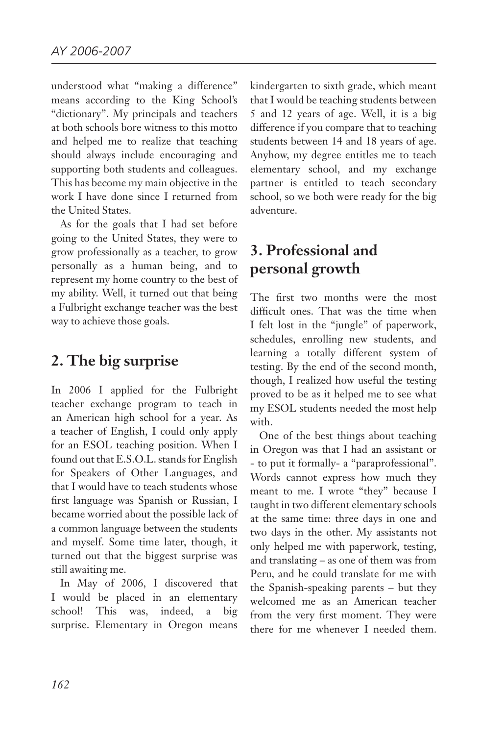understood what "making a difference" means according to the King School's "dictionary". My principals and teachers at both schools bore witness to this motto and helped me to realize that teaching should always include encouraging and supporting both students and colleagues. This has become my main objective in the work I have done since I returned from the United States.

As for the goals that I had set before going to the United States, they were to grow professionally as a teacher, to grow personally as a human being, and to represent my home country to the best of my ability. Well, it turned out that being a Fulbright exchange teacher was the best way to achieve those goals.

## 2. The big surprise

In 2006 I applied for the Fulbright teacher exchange program to teach in an American high school for a year. As a teacher of English, I could only apply for an ESOL teaching position. When I found out that E.S.O.L. stands for English for Speakers of Other Languages, and that I would have to teach students whose first language was Spanish or Russian, I became worried about the possible lack of a common language between the students and myself. Some time later, though, it turned out that the biggest surprise was still awaiting me.

In May of 2006, I discovered that I would be placed in an elementary school! This was, indeed, a big surprise. Elementary in Oregon means kindergarten to sixth grade, which meant that I would be teaching students between 5 and 12 years of age. Well, it is a big difference if you compare that to teaching students between 14 and 18 years of age. Anyhow, my degree entitles me to teach elementary school, and my exchange partner is entitled to teach secondary school, so we both were ready for the big adventure.

## 3. Professional and personal growth

The first two months were the most difficult ones. That was the time when I felt lost in the "jungle" of paperwork, schedules, enrolling new students, and learning a totally different system of testing. By the end of the second month, though, I realized how useful the testing proved to be as it helped me to see what my ESOL students needed the most help with.

One of the best things about teaching in Oregon was that I had an assistant or - to put it formally- a "paraprofessional". Words cannot express how much they meant to me. I wrote "they" because I taught in two different elementary schools at the same time: three days in one and two days in the other. My assistants not only helped me with paperwork, testing, and translating – as one of them was from Peru, and he could translate for me with the Spanish-speaking parents – but they welcomed me as an American teacher from the very first moment. They were there for me whenever I needed them.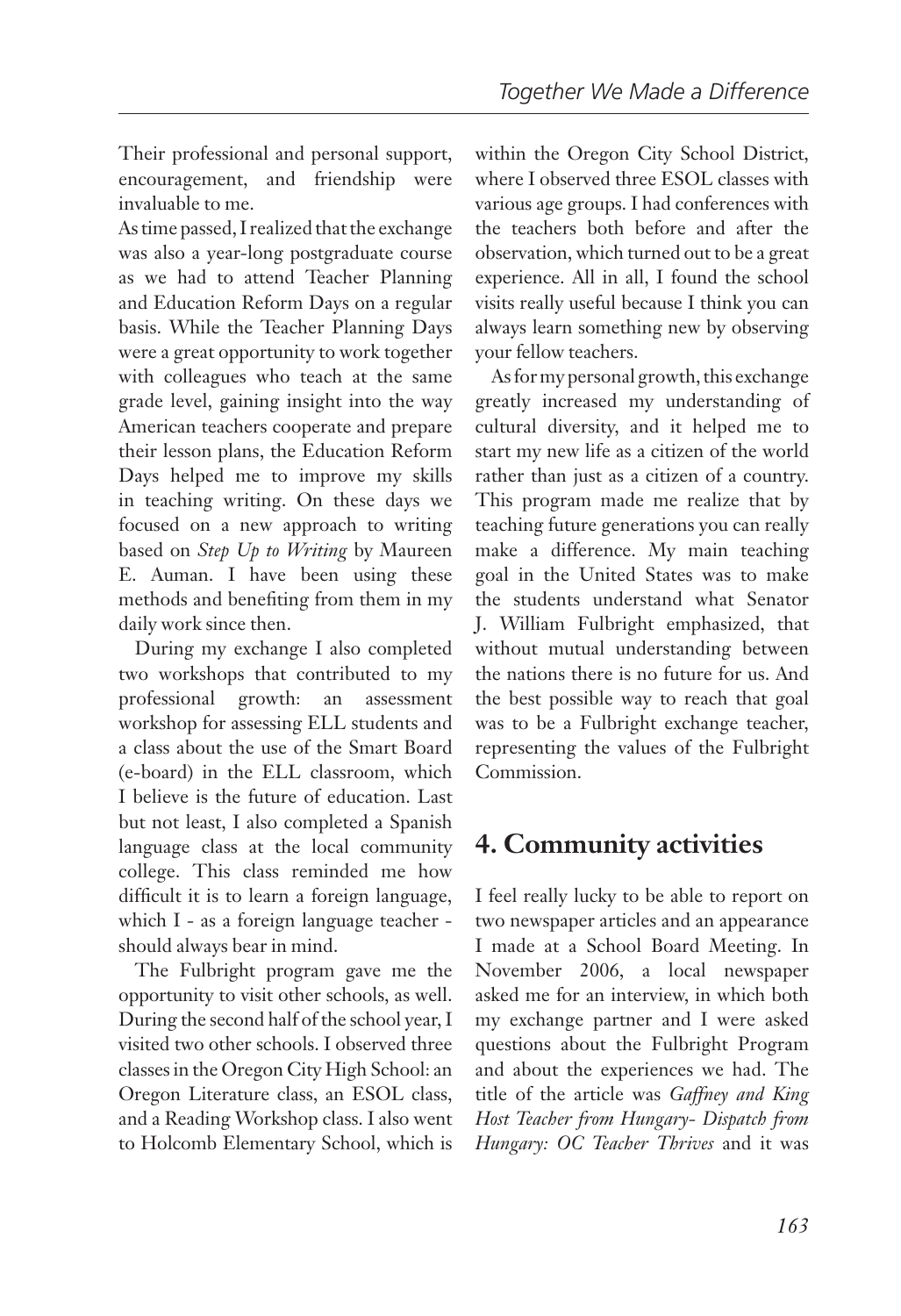Their professional and personal support, encouragement, and friendship were invaluable to me.

As time passed, I realized that the exchange was also a year-long postgraduate course as we had to attend Teacher Planning and Education Reform Days on a regular basis. While the Teacher Planning Days were a great opportunity to work together with colleagues who teach at the same grade level, gaining insight into the way American teachers cooperate and prepare their lesson plans, the Education Reform Days helped me to improve my skills in teaching writing. On these days we focused on a new approach to writing based on *Step Up to Writing* by Maureen E. Auman. I have been using these methods and benefiting from them in my daily work since then.

During my exchange I also completed two workshops that contributed to my professional growth: an assessment workshop for assessing ELL students and a class about the use of the Smart Board (e-board) in the ELL classroom, which I believe is the future of education. Last but not least, I also completed a Spanish language class at the local community college. This class reminded me how difficult it is to learn a foreign language, which I - as a foreign language teacher - should always bear in mind.

The Fulbright program gave me the opportunity to visit other schools, as well. During the second half of the school year, I visited two other schools. I observed three classes in the Oregon City High School: an Oregon Literature class, an ESOL class, and a Reading Workshop class. I also went to Holcomb Elementary School, which is within the Oregon City School District, where I observed three ESOL classes with various age groups. I had conferences with the teachers both before and after the observation, which turned out to be a great experience. All in all, I found the school visits really useful because I think you can always learn something new by observing your fellow teachers.

As for my personal growth, this exchange greatly increased my understanding of cultural diversity, and it helped me to start my new life as a citizen of the world rather than just as a citizen of a country. This program made me realize that by teaching future generations you can really make a difference. My main teaching goal in the United States was to make the students understand what Senator J. William Fulbright emphasized, that without mutual understanding between the nations there is no future for us. And the best possible way to reach that goal was to be a Fulbright exchange teacher, representing the values of the Fulbright Commission.

## 4. Community activities

I feel really lucky to be able to report on two newspaper articles and an appearance I made at a School Board Meeting. In November 2006, a local newspaper asked me for an interview, in which both my exchange partner and I were asked questions about the Fulbright Program and about the experiences we had. The title of the article was *Gaffney and King Host Teacher from Hungary- Dispatch from Hungary: OC Teacher Thrives* and it was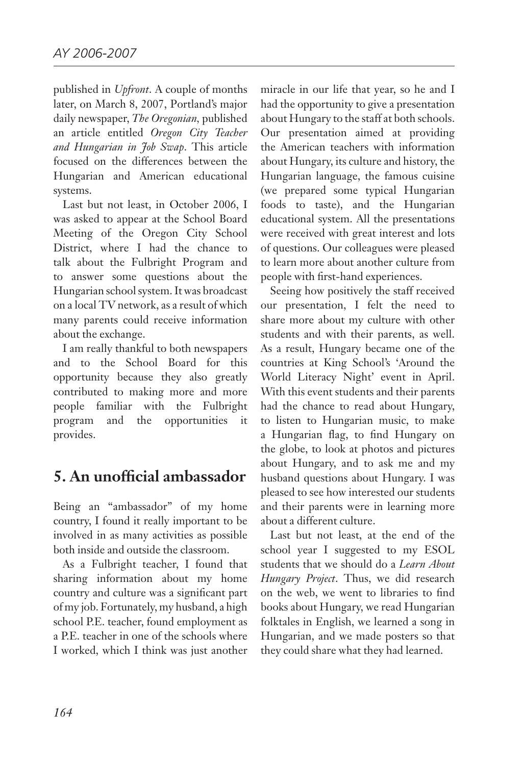published in *Upfront*. A couple of months later, on March 8, 2007, Portland's major daily newspaper, *The Oregonian*, published an article entitled *Oregon City Teacher and Hungarian in Job Swap*. This article focused on the differences between the Hungarian and American educational systems.

Last but not least, in October 2006, I was asked to appear at the School Board Meeting of the Oregon City School District, where I had the chance to talk about the Fulbright Program and to answer some questions about the Hungarian school system. It was broadcast on a local TV network, as a result of which many parents could receive information about the exchange.

I am really thankful to both newspapers and to the School Board for this opportunity because they also greatly contributed to making more and more people familiar with the Fulbright program and the opportunities it provides.

## 5. An unofficial ambassador

Being an "ambassador" of my home country, I found it really important to be involved in as many activities as possible both inside and outside the classroom.

As a Fulbright teacher, I found that sharing information about my home country and culture was a significant part of my job. Fortunately, my husband, a high school P.E. teacher, found employment as a P.E. teacher in one of the schools where I worked, which I think was just another miracle in our life that year, so he and I had the opportunity to give a presentation about Hungary to the staff at both schools. Our presentation aimed at providing the American teachers with information about Hungary, its culture and history, the Hungarian language, the famous cuisine (we prepared some typical Hungarian foods to taste), and the Hungarian educational system. All the presentations were received with great interest and lots of questions. Our colleagues were pleased to learn more about another culture from people with first-hand experiences.

Seeing how positively the staff received our presentation, I felt the need to share more about my culture with other students and with their parents, as well. As a result, Hungary became one of the countries at King School's 'Around the World Literacy Night' event in April. With this event students and their parents had the chance to read about Hungary, to listen to Hungarian music, to make a Hungarian flag, to find Hungary on the globe, to look at photos and pictures about Hungary, and to ask me and my husband questions about Hungary. I was pleased to see how interested our students and their parents were in learning more about a different culture.

Last but not least, at the end of the school year I suggested to my ESOL students that we should do a *Learn About Hungary Project*. Thus, we did research on the web, we went to libraries to find books about Hungary, we read Hungarian folktales in English, we learned a song in Hungarian, and we made posters so that they could share what they had learned.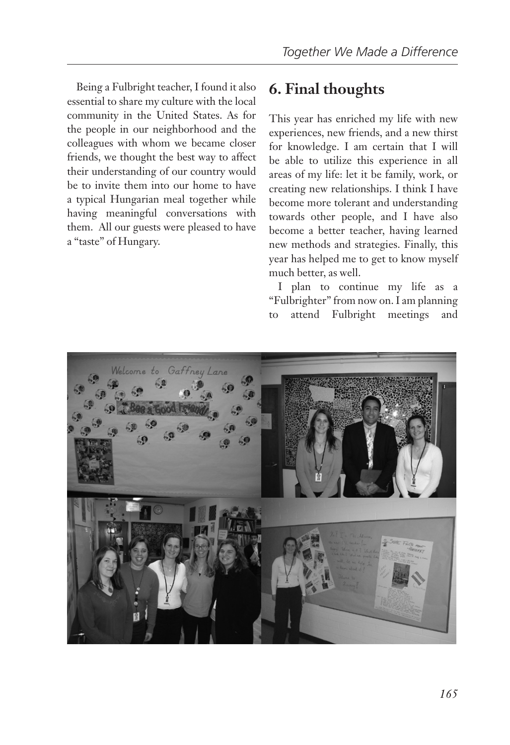Being a Fulbright teacher, I found it also essential to share my culture with the local community in the United States. As for the people in our neighborhood and the colleagues with whom we became closer friends, we thought the best way to affect their understanding of our country would be to invite them into our home to have a typical Hungarian meal together while having meaningful conversations with them. All our guests were pleased to have a "taste" of Hungary.

## 6. Final thoughts

This year has enriched my life with new experiences, new friends, and a new thirst for knowledge. I am certain that I will be able to utilize this experience in all areas of my life: let it be family, work, or creating new relationships. I think I have become more tolerant and understanding towards other people, and I have also become a better teacher, having learned new methods and strategies. Finally, this year has helped me to get to know myself much better, as well.

I plan to continue my life as a "Fulbrighter" from now on. I am planning to attend Fulbright meetings and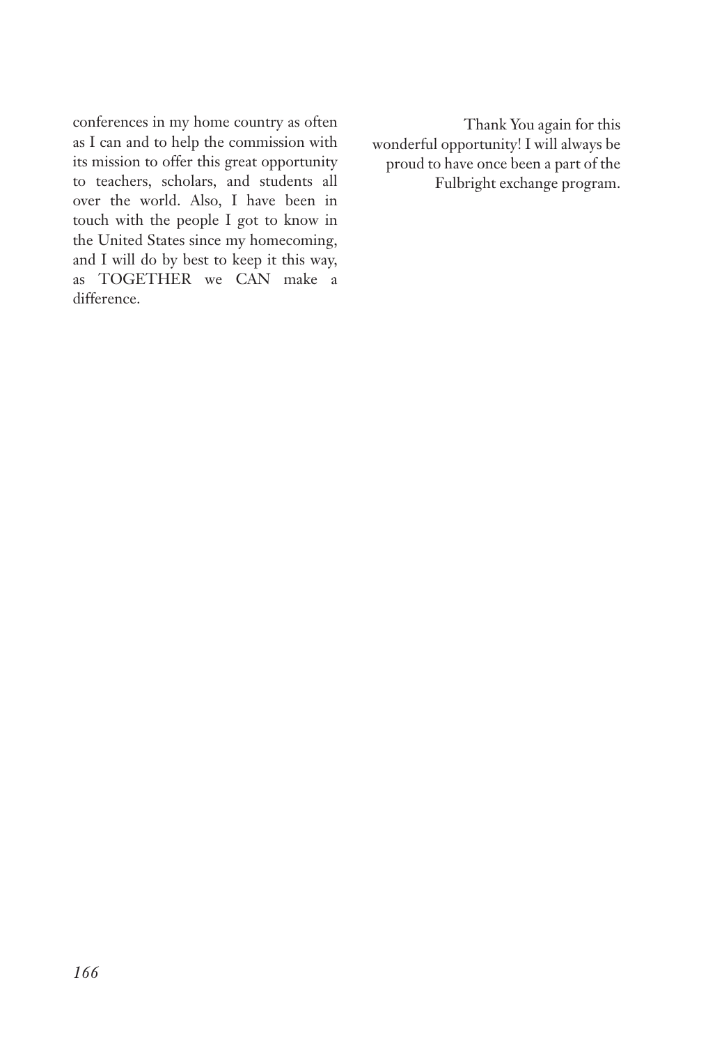conferences in my home country as often as I can and to help the commission with its mission to offer this great opportunity to teachers, scholars, and students all over the world. Also, I have been in touch with the people I got to know in the United States since my homecoming, and I will do by best to keep it this way, as TOGETHER we CAN make a difference.

Thank You again for this wonderful opportunity! I will always be proud to have once been a part of the Fulbright exchange program.